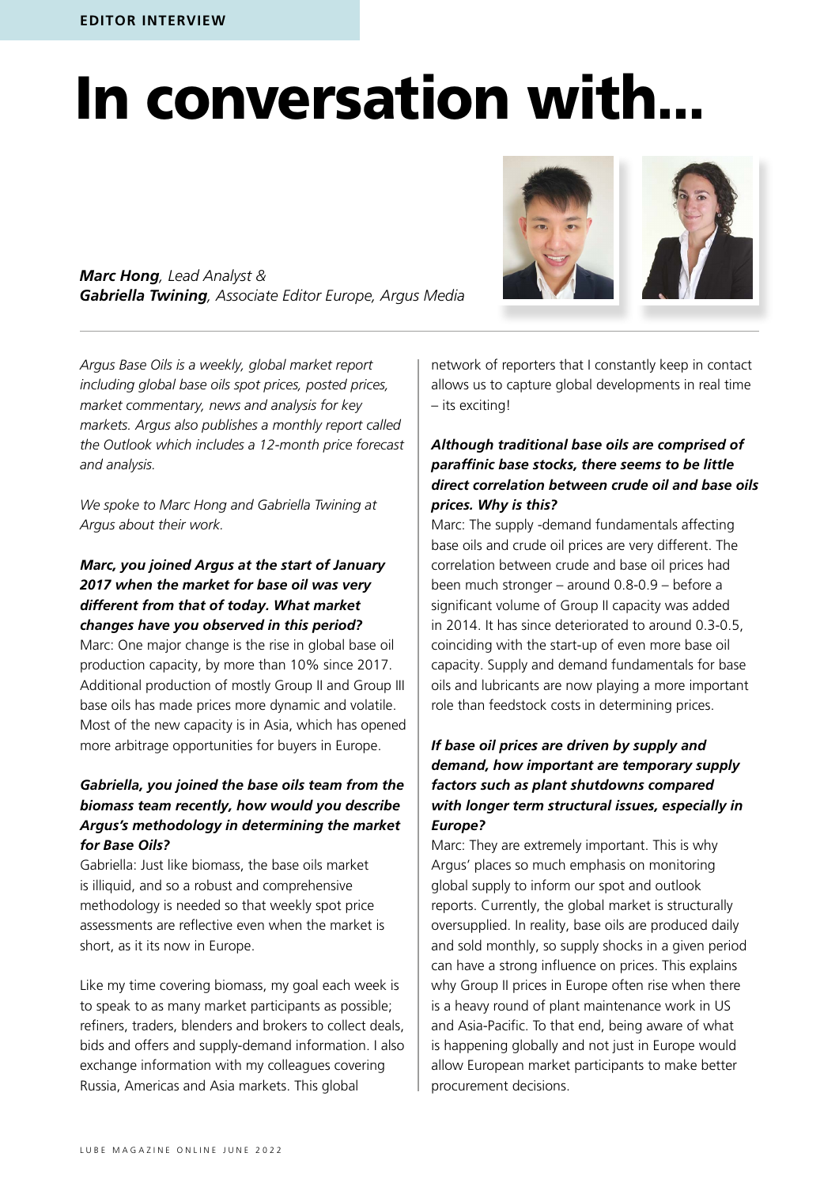EDITOR INTERVIEW

# In conversation with...

***Marc Hong**, Lead Analyst &*
***Gabriella Twining**, Associate Editor Europe, Argus Media*

*Argus Base Oils is a weekly, global market report including global base oils spot prices, posted prices, market commentary, news and analysis for key markets. Argus also publishes a monthly report called the Outlook which includes a 12-month price forecast and analysis.*

*We spoke to Marc Hong and Gabriella Twining at Argus about their work.*

***Marc, you joined Argus at the start of January 2017 when the market for base oil was very different from that of today. What market changes have you observed in this period?***

Marc: One major change is the rise in global base oil production capacity, by more than 10% since 2017. Additional production of mostly Group II and Group III base oils has made prices more dynamic and volatile. Most of the new capacity is in Asia, which has opened more arbitrage opportunities for buyers in Europe.

***Gabriella, you joined the base oils team from the biomass team recently, how would you describe Argus's methodology in determining the market for Base Oils?***

Gabriella: Just like biomass, the base oils market is illiquid, and so a robust and comprehensive methodology is needed so that weekly spot price assessments are reflective even when the market is short, as it its now in Europe.

Like my time covering biomass, my goal each week is to speak to as many market participants as possible; refiners, traders, blenders and brokers to collect deals, bids and offers and supply-demand information. I also exchange information with my colleagues covering Russia, Americas and Asia markets. This global network of reporters that I constantly keep in contact allows us to capture global developments in real time – its exciting!

***Although traditional base oils are comprised of paraffinic base stocks, there seems to be little direct correlation between crude oil and base oils prices. Why is this?***

Marc: The supply -demand fundamentals affecting base oils and crude oil prices are very different. The correlation between crude and base oil prices had been much stronger – around 0.8-0.9 – before a significant volume of Group II capacity was added in 2014. It has since deteriorated to around 0.3-0.5, coinciding with the start-up of even more base oil capacity. Supply and demand fundamentals for base oils and lubricants are now playing a more important role than feedstock costs in determining prices.

***If base oil prices are driven by supply and demand, how important are temporary supply factors such as plant shutdowns compared with longer term structural issues, especially in Europe?***

Marc: They are extremely important. This is why Argus' places so much emphasis on monitoring global supply to inform our spot and outlook reports. Currently, the global market is structurally oversupplied. In reality, base oils are produced daily and sold monthly, so supply shocks in a given period can have a strong influence on prices. This explains why Group II prices in Europe often rise when there is a heavy round of plant maintenance work in US and Asia-Pacific. To that end, being aware of what is happening globally and not just in Europe would allow European market participants to make better procurement decisions.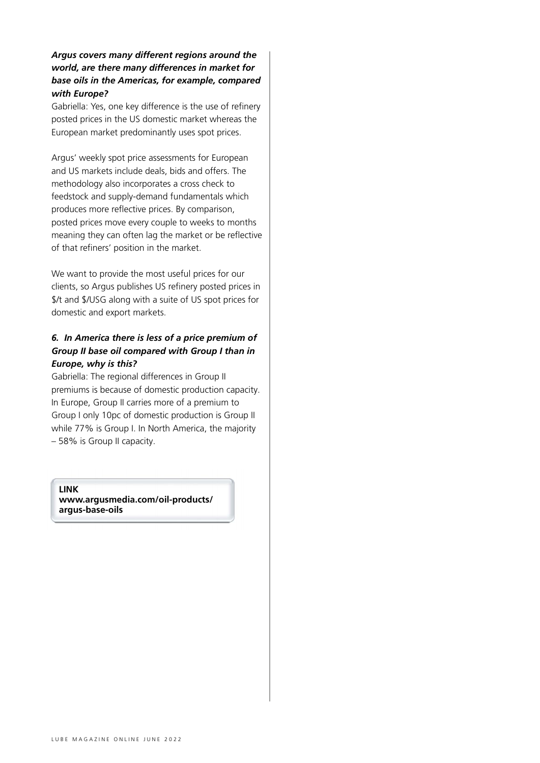***Argus covers many different regions around the world, are there many differences in market for base oils in the Americas, for example, compared with Europe?***

Gabriella: Yes, one key difference is the use of refinery posted prices in the US domestic market whereas the European market predominantly uses spot prices.

Argus' weekly spot price assessments for European and US markets include deals, bids and offers. The methodology also incorporates a cross check to feedstock and supply-demand fundamentals which produces more reflective prices. By comparison, posted prices move every couple to weeks to months meaning they can often lag the market or be reflective of that refiners' position in the market.

We want to provide the most useful prices for our clients, so Argus publishes US refinery posted prices in $/t and $/USG along with a suite of US spot prices for domestic and export markets.

***6. In America there is less of a price premium of Group II base oil compared with Group I than in Europe, why is this?***

Gabriella: The regional differences in Group II premiums is because of domestic production capacity. In Europe, Group II carries more of a premium to Group I only 10pc of domestic production is Group II while 77% is Group I. In North America, the majority – 58% is Group II capacity.

**LINK**
**www.argusmedia.com/oil-products/argus-base-oils**